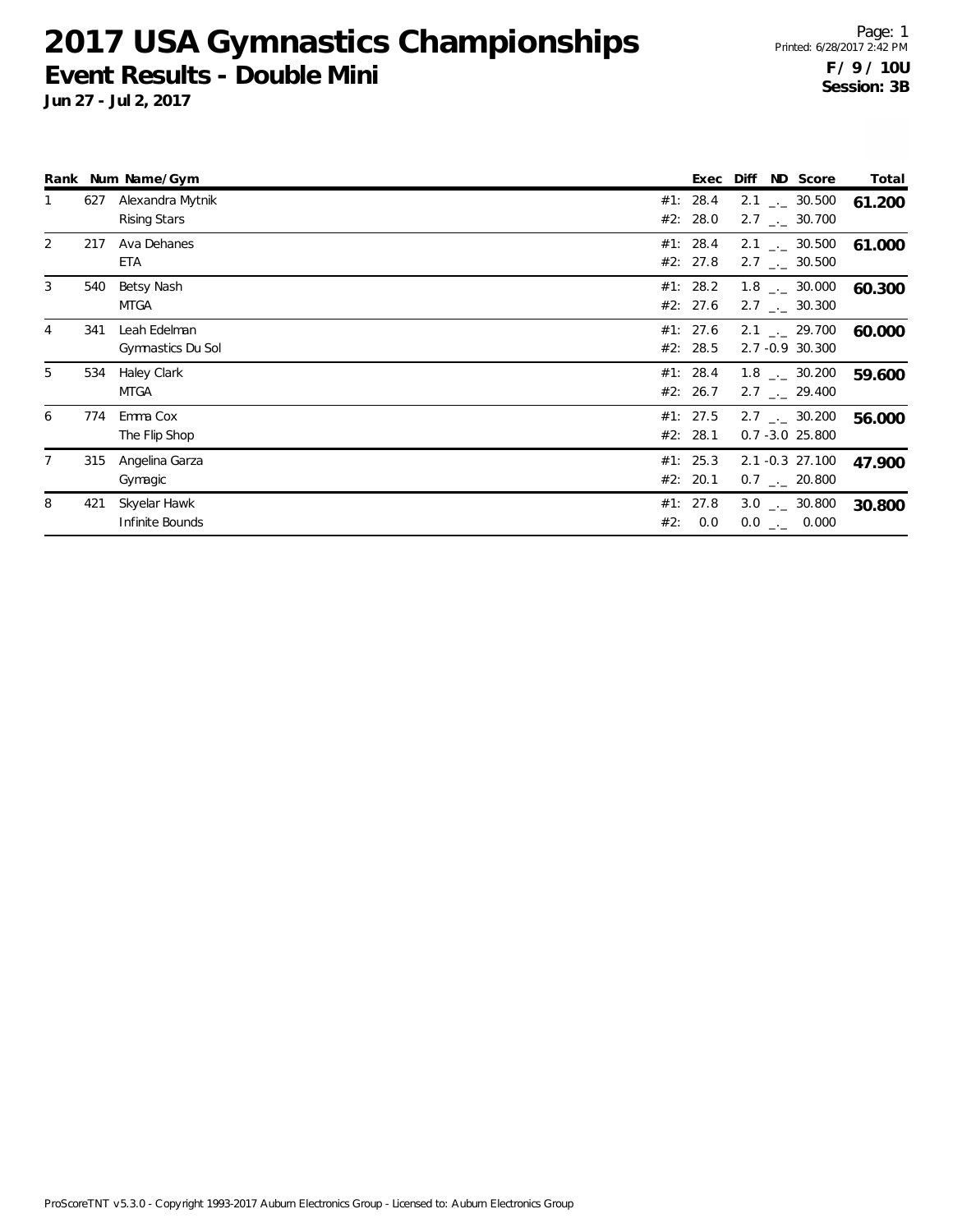# 2017 USA Gymnastics Championships

## Event Results - Double Mini

**Jun 27 - Jul 2, 2017**

Page: 1
Printed: 6/28/2017 2:42 PM

**F / 9 / 10U**
**Session: 3B**

| Rank | Num | Name/Gym | | Exec | Diff | ND | Score | Total |
|---|---|---|---|---|---|---|---|---|
| 1 | 627 | Alexandra Mytnik | #1: | 28.4 | 2.1 | _._ | 30.500 | **61.200** |
| | | Rising Stars | #2: | 28.0 | 2.7 | _._ | 30.700 | |
| 2 | 217 | Ava Dehanes | #1: | 28.4 | 2.1 | _._ | 30.500 | **61.000** |
| | | ETA | #2: | 27.8 | 2.7 | _._ | 30.500 | |
| 3 | 540 | Betsy Nash | #1: | 28.2 | 1.8 | _._ | 30.000 | **60.300** |
| | | MTGA | #2: | 27.6 | 2.7 | _._ | 30.300 | |
| 4 | 341 | Leah Edelman | #1: | 27.6 | 2.1 | _._ | 29.700 | **60.000** |
| | | Gymnastics Du Sol | #2: | 28.5 | 2.7 | -0.9 | 30.300 | |
| 5 | 534 | Haley Clark | #1: | 28.4 | 1.8 | _._ | 30.200 | **59.600** |
| | | MTGA | #2: | 26.7 | 2.7 | _._ | 29.400 | |
| 6 | 774 | Emma Cox | #1: | 27.5 | 2.7 | _._ | 30.200 | **56.000** |
| | | The Flip Shop | #2: | 28.1 | 0.7 | -3.0 | 25.800 | |
| 7 | 315 | Angelina Garza | #1: | 25.3 | 2.1 | -0.3 | 27.100 | **47.900** |
| | | Gymagic | #2: | 20.1 | 0.7 | _._ | 20.800 | |
| 8 | 421 | Skyelar Hawk | #1: | 27.8 | 3.0 | _._ | 30.800 | **30.800** |
| | | Infinite Bounds | #2: | 0.0 | 0.0 | _._ | 0.000 | |

ProScoreTNT v5.3.0 - Copyright 1993-2017 Auburn Electronics Group - Licensed to: Auburn Electronics Group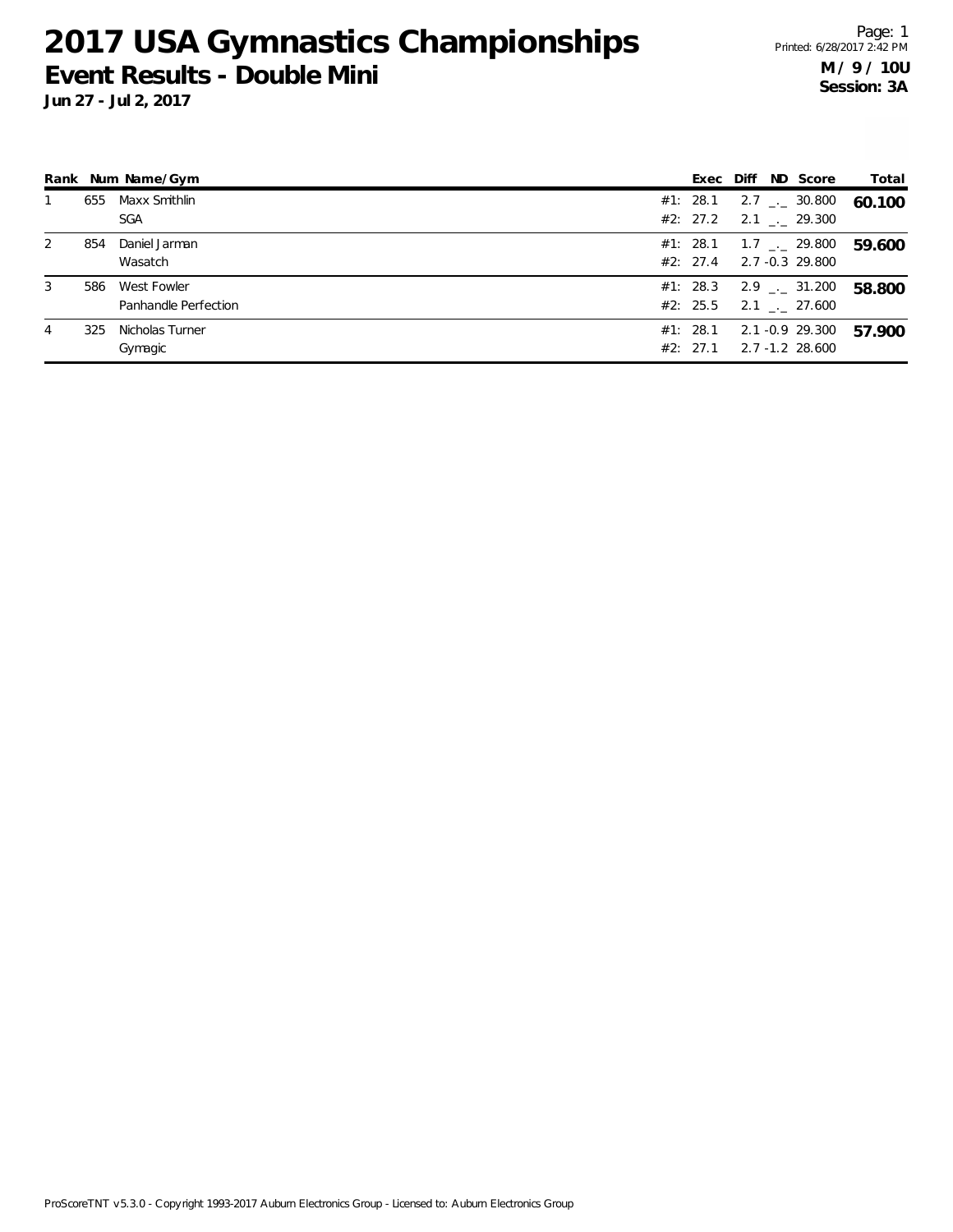# 2017 USA Gymnastics Championships

## Event Results - Double Mini

**Jun 27 - Jul 2, 2017**

**M / 9 / 10U**
**Session: 3A**

| Rank | Num | Name/Gym | | Exec | Diff | ND | Score | Total |
|---|---|---|---|---|---|---|---|---|
| 1 | 655 | Maxx Smithlin | #1: | 28.1 | 2.7 | _._ | 30.800 | 60.100 |
| | | SGA | #2: | 27.2 | 2.1 | _._ | 29.300 | |
| 2 | 854 | Daniel Jarman | #1: | 28.1 | 1.7 | _._ | 29.800 | 59.600 |
| | | Wasatch | #2: | 27.4 | 2.7 | -0.3 | 29.800 | |
| 3 | 586 | West Fowler | #1: | 28.3 | 2.9 | _._ | 31.200 | 58.800 |
| | | Panhandle Perfection | #2: | 25.5 | 2.1 | _._ | 27.600 | |
| 4 | 325 | Nicholas Turner | #1: | 28.1 | 2.1 | -0.9 | 29.300 | 57.900 |
| | | Gymagic | #2: | 27.1 | 2.7 | -1.2 | 28.600 | |

ProScoreTNT v5.3.0 - Copyright 1993-2017 Auburn Electronics Group - Licensed to: Auburn Electronics Group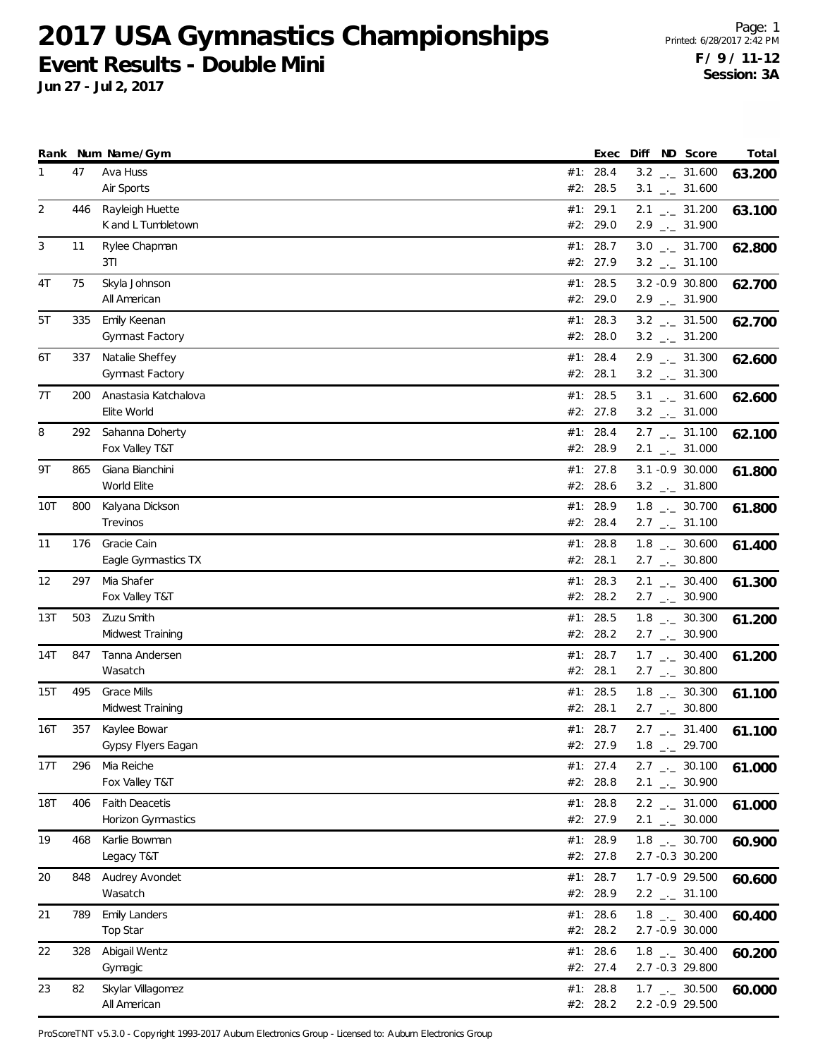# 2017 USA Gymnastics Championships

## Event Results - Double Mini

**Jun 27 - Jul 2, 2017**

Printed: 6/28/2017 2:42 PM

**F / 9 / 11-12**
**Session: 3A**

| Rank | Num | Name/Gym | | Exec | Diff | ND | Score | Total |
|---|---|---|---|---|---|---|---|---|
| 1 | 47 | Ava Huss | #1: | 28.4 | 3.2 | _._ | 31.600 | 63.200 |
| | | Air Sports | #2: | 28.5 | 3.1 | _._ | 31.600 | |
| 2 | 446 | Rayleigh Huette | #1: | 29.1 | 2.1 | _._ | 31.200 | 63.100 |
| | | K and L Tumbletown | #2: | 29.0 | 2.9 | _._ | 31.900 | |
| 3 | 11 | Rylee Chapman | #1: | 28.7 | 3.0 | _._ | 31.700 | 62.800 |
| | | 3TI | #2: | 27.9 | 3.2 | _._ | 31.100 | |
| 4T | 75 | Skyla Johnson | #1: | 28.5 | 3.2 | -0.9 | 30.800 | 62.700 |
| | | All American | #2: | 29.0 | 2.9 | _._ | 31.900 | |
| 5T | 335 | Emily Keenan | #1: | 28.3 | 3.2 | _._ | 31.500 | 62.700 |
| | | Gymnast Factory | #2: | 28.0 | 3.2 | _._ | 31.200 | |
| 6T | 337 | Natalie Sheffey | #1: | 28.4 | 2.9 | _._ | 31.300 | 62.600 |
| | | Gymnast Factory | #2: | 28.1 | 3.2 | _._ | 31.300 | |
| 7T | 200 | Anastasia Katchalova | #1: | 28.5 | 3.1 | _._ | 31.600 | 62.600 |
| | | Elite World | #2: | 27.8 | 3.2 | _._ | 31.000 | |
| 8 | 292 | Sahanna Doherty | #1: | 28.4 | 2.7 | _._ | 31.100 | 62.100 |
| | | Fox Valley T&T | #2: | 28.9 | 2.1 | _._ | 31.000 | |
| 9T | 865 | Giana Bianchini | #1: | 27.8 | 3.1 | -0.9 | 30.000 | 61.800 |
| | | World Elite | #2: | 28.6 | 3.2 | _._ | 31.800 | |
| 10T | 800 | Kalyana Dickson | #1: | 28.9 | 1.8 | _._ | 30.700 | 61.800 |
| | | Trevinos | #2: | 28.4 | 2.7 | _._ | 31.100 | |
| 11 | 176 | Gracie Cain | #1: | 28.8 | 1.8 | _._ | 30.600 | 61.400 |
| | | Eagle Gymnastics TX | #2: | 28.1 | 2.7 | _._ | 30.800 | |
| 12 | 297 | Mia Shafer | #1: | 28.3 | 2.1 | _._ | 30.400 | 61.300 |
| | | Fox Valley T&T | #2: | 28.2 | 2.7 | _._ | 30.900 | |
| 13T | 503 | Zuzu Smith | #1: | 28.5 | 1.8 | _._ | 30.300 | 61.200 |
| | | Midwest Training | #2: | 28.2 | 2.7 | _._ | 30.900 | |
| 14T | 847 | Tanna Andersen | #1: | 28.7 | 1.7 | _._ | 30.400 | 61.200 |
| | | Wasatch | #2: | 28.1 | 2.7 | _._ | 30.800 | |
| 15T | 495 | Grace Mills | #1: | 28.5 | 1.8 | _._ | 30.300 | 61.100 |
| | | Midwest Training | #2: | 28.1 | 2.7 | _._ | 30.800 | |
| 16T | 357 | Kaylee Bowar | #1: | 28.7 | 2.7 | _._ | 31.400 | 61.100 |
| | | Gypsy Flyers Eagan | #2: | 27.9 | 1.8 | _._ | 29.700 | |
| 17T | 296 | Mia Reiche | #1: | 27.4 | 2.7 | _._ | 30.100 | 61.000 |
| | | Fox Valley T&T | #2: | 28.8 | 2.1 | _._ | 30.900 | |
| 18T | 406 | Faith Deacetis | #1: | 28.8 | 2.2 | _._ | 31.000 | 61.000 |
| | | Horizon Gymnastics | #2: | 27.9 | 2.1 | _._ | 30.000 | |
| 19 | 468 | Karlie Bowman | #1: | 28.9 | 1.8 | _._ | 30.700 | 60.900 |
| | | Legacy T&T | #2: | 27.8 | 2.7 | -0.3 | 30.200 | |
| 20 | 848 | Audrey Avondet | #1: | 28.7 | 1.7 | -0.9 | 29.500 | 60.600 |
| | | Wasatch | #2: | 28.9 | 2.2 | _._ | 31.100 | |
| 21 | 789 | Emily Landers | #1: | 28.6 | 1.8 | _._ | 30.400 | 60.400 |
| | | Top Star | #2: | 28.2 | 2.7 | -0.9 | 30.000 | |
| 22 | 328 | Abigail Wentz | #1: | 28.6 | 1.8 | _._ | 30.400 | 60.200 |
| | | Gymagic | #2: | 27.4 | 2.7 | -0.3 | 29.800 | |
| 23 | 82 | Skylar Villagomez | #1: | 28.8 | 1.7 | _._ | 30.500 | 60.000 |
| | | All American | #2: | 28.2 | 2.2 | -0.9 | 29.500 | |

ProScoreTNT v5.3.0 - Copyright 1993-2017 Auburn Electronics Group - Licensed to: Auburn Electronics Group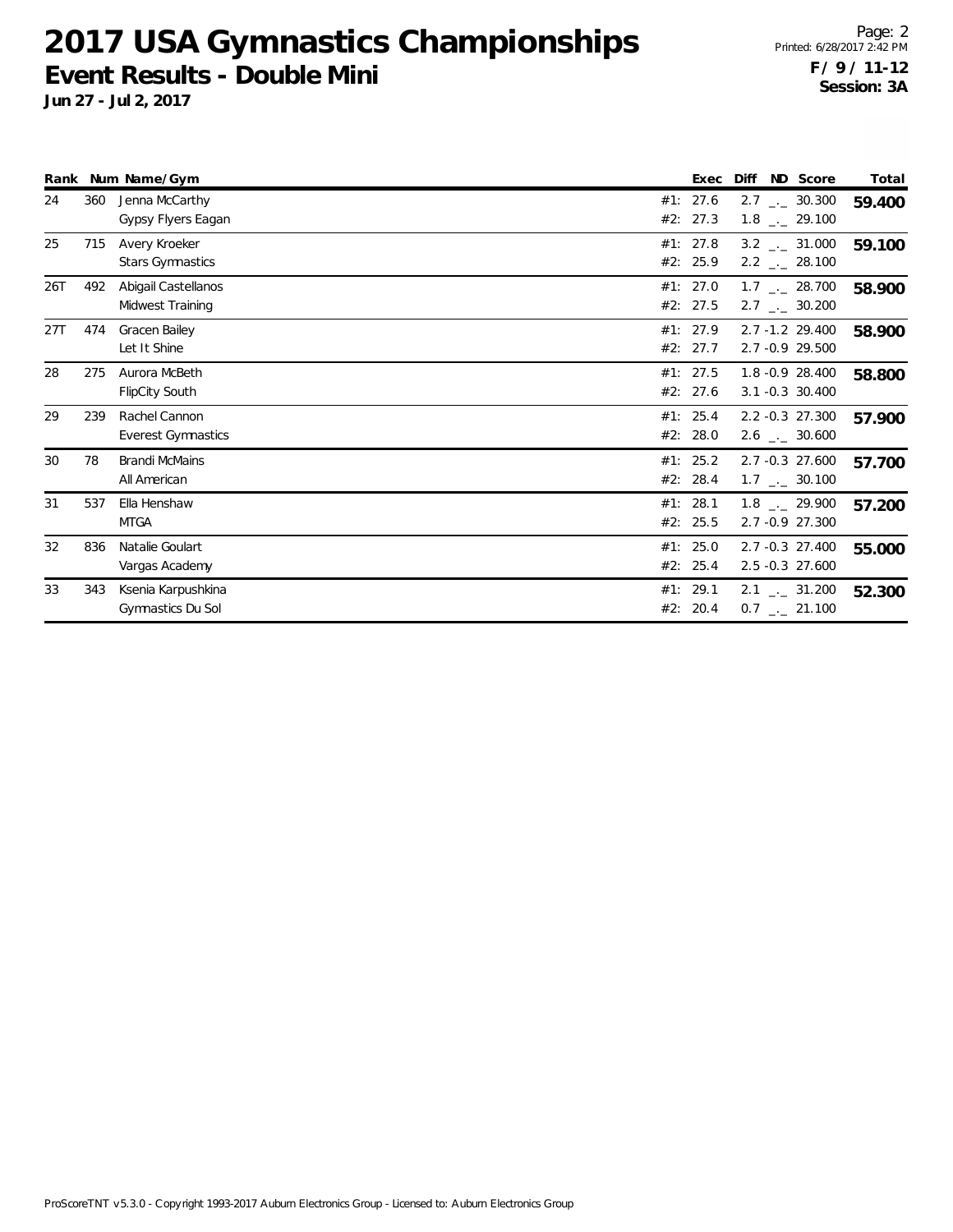# 2017 USA Gymnastics Championships

## Event Results - Double Mini

**Jun 27 - Jul 2, 2017**

**F / 9 / 11-12**
**Session: 3A**

| Rank | Num | Name/Gym | | Exec | Diff | ND | Score | Total |
|---|---|---|---|---|---|---|---|---|
| 24 | 360 | Jenna McCarthy | #1: | 27.6 | 2.7 | _._ | 30.300 | **59.400** |
| | | Gypsy Flyers Eagan | #2: | 27.3 | 1.8 | _._ | 29.100 | |
| 25 | 715 | Avery Kroeker | #1: | 27.8 | 3.2 | _._ | 31.000 | **59.100** |
| | | Stars Gymnastics | #2: | 25.9 | 2.2 | _._ | 28.100 | |
| 26T | 492 | Abigail Castellanos | #1: | 27.0 | 1.7 | _._ | 28.700 | **58.900** |
| | | Midwest Training | #2: | 27.5 | 2.7 | _._ | 30.200 | |
| 27T | 474 | Gracen Bailey | #1: | 27.9 | 2.7 | -1.2 | 29.400 | **58.900** |
| | | Let It Shine | #2: | 27.7 | 2.7 | -0.9 | 29.500 | |
| 28 | 275 | Aurora McBeth | #1: | 27.5 | 1.8 | -0.9 | 28.400 | **58.800** |
| | | FlipCity South | #2: | 27.6 | 3.1 | -0.3 | 30.400 | |
| 29 | 239 | Rachel Cannon | #1: | 25.4 | 2.2 | -0.3 | 27.300 | **57.900** |
| | | Everest Gymnastics | #2: | 28.0 | 2.6 | _._ | 30.600 | |
| 30 | 78 | Brandi McMains | #1: | 25.2 | 2.7 | -0.3 | 27.600 | **57.700** |
| | | All American | #2: | 28.4 | 1.7 | _._ | 30.100 | |
| 31 | 537 | Ella Henshaw | #1: | 28.1 | 1.8 | _._ | 29.900 | **57.200** |
| | | MTGA | #2: | 25.5 | 2.7 | -0.9 | 27.300 | |
| 32 | 836 | Natalie Goulart | #1: | 25.0 | 2.7 | -0.3 | 27.400 | **55.000** |
| | | Vargas Academy | #2: | 25.4 | 2.5 | -0.3 | 27.600 | |
| 33 | 343 | Ksenia Karpushkina | #1: | 29.1 | 2.1 | _._ | 31.200 | **52.300** |
| | | Gymnastics Du Sol | #2: | 20.4 | 0.7 | _._ | 21.100 | |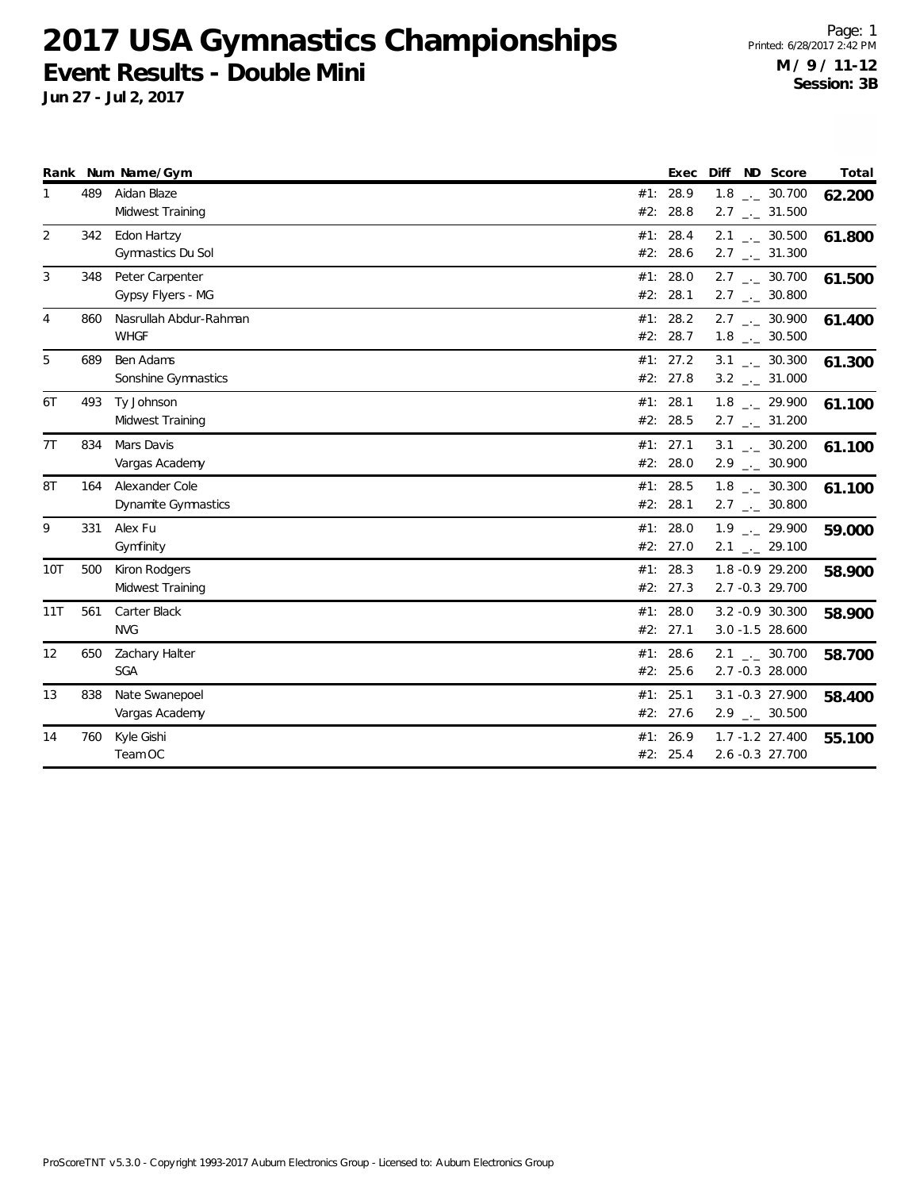# 2017 USA Gymnastics Championships

## Event Results - Double Mini

**Jun 27 - Jul 2, 2017**

**M / 9 / 11-12**
**Session: 3B**

| Rank | Num | Name/Gym | | Exec | Diff | ND | Score | Total |
|---|---|---|---|---|---|---|---|---|
| 1 | 489 | Aidan Blaze | #1: | 28.9 | 1.8 | _._ | 30.700 | **62.200** |
| | | Midwest Training | #2: | 28.8 | 2.7 | _._ | 31.500 | |
| 2 | 342 | Edon Hartzy | #1: | 28.4 | 2.1 | _._ | 30.500 | **61.800** |
| | | Gymnastics Du Sol | #2: | 28.6 | 2.7 | _._ | 31.300 | |
| 3 | 348 | Peter Carpenter | #1: | 28.0 | 2.7 | _._ | 30.700 | **61.500** |
| | | Gypsy Flyers - MG | #2: | 28.1 | 2.7 | _._ | 30.800 | |
| 4 | 860 | Nasrullah Abdur-Rahman | #1: | 28.2 | 2.7 | _._ | 30.900 | **61.400** |
| | | WHGF | #2: | 28.7 | 1.8 | _._ | 30.500 | |
| 5 | 689 | Ben Adams | #1: | 27.2 | 3.1 | _._ | 30.300 | **61.300** |
| | | Sonshine Gymnastics | #2: | 27.8 | 3.2 | _._ | 31.000 | |
| 6T | 493 | Ty Johnson | #1: | 28.1 | 1.8 | _._ | 29.900 | **61.100** |
| | | Midwest Training | #2: | 28.5 | 2.7 | _._ | 31.200 | |
| 7T | 834 | Mars Davis | #1: | 27.1 | 3.1 | _._ | 30.200 | **61.100** |
| | | Vargas Academy | #2: | 28.0 | 2.9 | _._ | 30.900 | |
| 8T | 164 | Alexander Cole | #1: | 28.5 | 1.8 | _._ | 30.300 | **61.100** |
| | | Dynamite Gymnastics | #2: | 28.1 | 2.7 | _._ | 30.800 | |
| 9 | 331 | Alex Fu | #1: | 28.0 | 1.9 | _._ | 29.900 | **59.000** |
| | | Gymfinity | #2: | 27.0 | 2.1 | _._ | 29.100 | |
| 10T | 500 | Kiron Rodgers | #1: | 28.3 | 1.8 | -0.9 | 29.200 | **58.900** |
| | | Midwest Training | #2: | 27.3 | 2.7 | -0.3 | 29.700 | |
| 11T | 561 | Carter Black | #1: | 28.0 | 3.2 | -0.9 | 30.300 | **58.900** |
| | | NVG | #2: | 27.1 | 3.0 | -1.5 | 28.600 | |
| 12 | 650 | Zachary Halter | #1: | 28.6 | 2.1 | _._ | 30.700 | **58.700** |
| | | SGA | #2: | 25.6 | 2.7 | -0.3 | 28.000 | |
| 13 | 838 | Nate Swanepoel | #1: | 25.1 | 3.1 | -0.3 | 27.900 | **58.400** |
| | | Vargas Academy | #2: | 27.6 | 2.9 | _._ | 30.500 | |
| 14 | 760 | Kyle Gishi | #1: | 26.9 | 1.7 | -1.2 | 27.400 | **55.100** |
| | | Team OC | #2: | 25.4 | 2.6 | -0.3 | 27.700 | |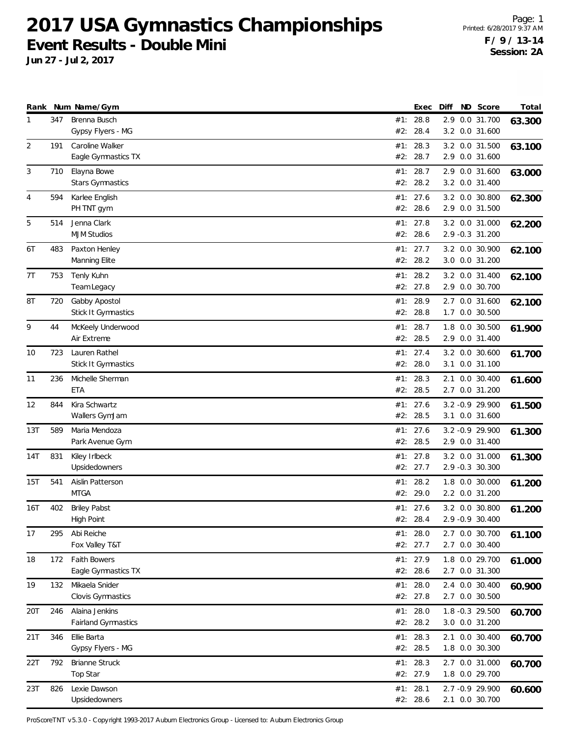# 2017 USA Gymnastics Championships

## Event Results - Double Mini

**Jun 27 - Jul 2, 2017**

**F / 9 / 13-14**
**Session: 2A**

| Rank | Num | Name/Gym | | Exec | Diff | ND | Score | Total |
|---|---|---|---|---|---|---|---|---|
| 1 | 347 | Brenna Busch | #1: | 28.8 | 2.9 | 0.0 | 31.700 | 63.300 |
| | | Gypsy Flyers - MG | #2: | 28.4 | 3.2 | 0.0 | 31.600 | |
| 2 | 191 | Caroline Walker | #1: | 28.3 | 3.2 | 0.0 | 31.500 | 63.100 |
| | | Eagle Gymnastics TX | #2: | 28.7 | 2.9 | 0.0 | 31.600 | |
| 3 | 710 | Elayna Bowe | #1: | 28.7 | 2.9 | 0.0 | 31.600 | 63.000 |
| | | Stars Gymnastics | #2: | 28.2 | 3.2 | 0.0 | 31.400 | |
| 4 | 594 | Karlee English | #1: | 27.6 | 3.2 | 0.0 | 30.800 | 62.300 |
| | | PH TNT gym | #2: | 28.6 | 2.9 | 0.0 | 31.500 | |
| 5 | 514 | Jenna Clark | #1: | 27.8 | 3.2 | 0.0 | 31.000 | 62.200 |
| | | MJM Studios | #2: | 28.6 | 2.9 | -0.3 | 31.200 | |
| 6T | 483 | Paxton Henley | #1: | 27.7 | 3.2 | 0.0 | 30.900 | 62.100 |
| | | Manning Elite | #2: | 28.2 | 3.0 | 0.0 | 31.200 | |
| 7T | 753 | Tenly Kuhn | #1: | 28.2 | 3.2 | 0.0 | 31.400 | 62.100 |
| | | Team Legacy | #2: | 27.8 | 2.9 | 0.0 | 30.700 | |
| 8T | 720 | Gabby Apostol | #1: | 28.9 | 2.7 | 0.0 | 31.600 | 62.100 |
| | | Stick It Gymnastics | #2: | 28.8 | 1.7 | 0.0 | 30.500 | |
| 9 | 44 | McKeely Underwood | #1: | 28.7 | 1.8 | 0.0 | 30.500 | 61.900 |
| | | Air Extreme | #2: | 28.5 | 2.9 | 0.0 | 31.400 | |
| 10 | 723 | Lauren Rathel | #1: | 27.4 | 3.2 | 0.0 | 30.600 | 61.700 |
| | | Stick It Gymnastics | #2: | 28.0 | 3.1 | 0.0 | 31.100 | |
| 11 | 236 | Michelle Sherman | #1: | 28.3 | 2.1 | 0.0 | 30.400 | 61.600 |
| | | ETA | #2: | 28.5 | 2.7 | 0.0 | 31.200 | |
| 12 | 844 | Kira Schwartz | #1: | 27.6 | 3.2 | -0.9 | 29.900 | 61.500 |
| | | Wallers GymJam | #2: | 28.5 | 3.1 | 0.0 | 31.600 | |
| 13T | 589 | Maria Mendoza | #1: | 27.6 | 3.2 | -0.9 | 29.900 | 61.300 |
| | | Park Avenue Gym | #2: | 28.5 | 2.9 | 0.0 | 31.400 | |
| 14T | 831 | Kiley Irlbeck | #1: | 27.8 | 3.2 | 0.0 | 31.000 | 61.300 |
| | | Upsidedowners | #2: | 27.7 | 2.9 | -0.3 | 30.300 | |
| 15T | 541 | Aislin Patterson | #1: | 28.2 | 1.8 | 0.0 | 30.000 | 61.200 |
| | | MTGA | #2: | 29.0 | 2.2 | 0.0 | 31.200 | |
| 16T | 402 | Briley Pabst | #1: | 27.6 | 3.2 | 0.0 | 30.800 | 61.200 |
| | | High Point | #2: | 28.4 | 2.9 | -0.9 | 30.400 | |
| 17 | 295 | Abi Reiche | #1: | 28.0 | 2.7 | 0.0 | 30.700 | 61.100 |
| | | Fox Valley T&T | #2: | 27.7 | 2.7 | 0.0 | 30.400 | |
| 18 | 172 | Faith Bowers | #1: | 27.9 | 1.8 | 0.0 | 29.700 | 61.000 |
| | | Eagle Gymnastics TX | #2: | 28.6 | 2.7 | 0.0 | 31.300 | |
| 19 | 132 | Mikaela Snider | #1: | 28.0 | 2.4 | 0.0 | 30.400 | 60.900 |
| | | Clovis Gymnastics | #2: | 27.8 | 2.7 | 0.0 | 30.500 | |
| 20T | 246 | Alaina Jenkins | #1: | 28.0 | 1.8 | -0.3 | 29.500 | 60.700 |
| | | Fairland Gymnastics | #2: | 28.2 | 3.0 | 0.0 | 31.200 | |
| 21T | 346 | Ellie Barta | #1: | 28.3 | 2.1 | 0.0 | 30.400 | 60.700 |
| | | Gypsy Flyers - MG | #2: | 28.5 | 1.8 | 0.0 | 30.300 | |
| 22T | 792 | Brianne Struck | #1: | 28.3 | 2.7 | 0.0 | 31.000 | 60.700 |
| | | Top Star | #2: | 27.9 | 1.8 | 0.0 | 29.700 | |
| 23T | 826 | Lexie Dawson | #1: | 28.1 | 2.7 | -0.9 | 29.900 | 60.600 |
| | | Upsidedowners | #2: | 28.6 | 2.1 | 0.0 | 30.700 | |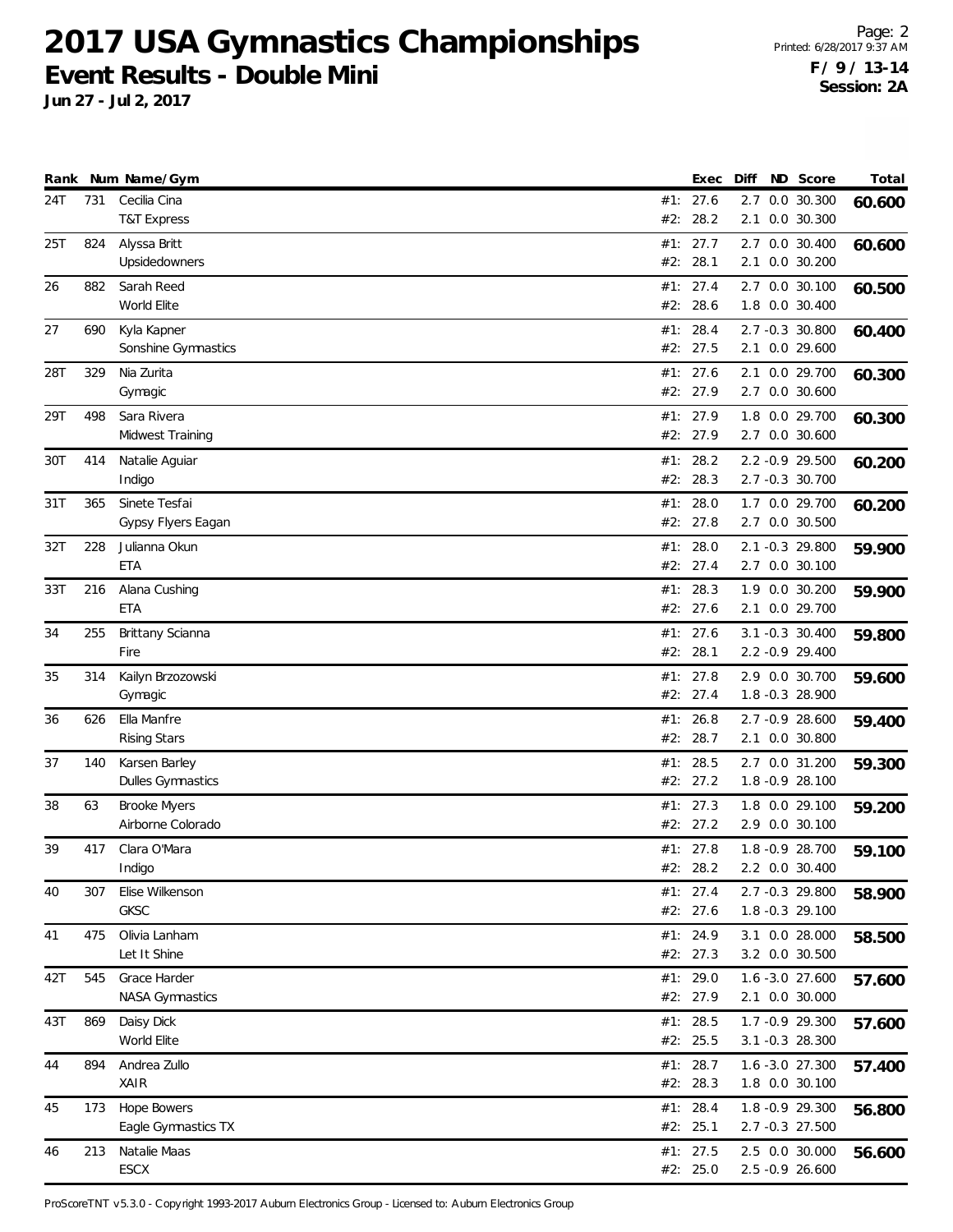# 2017 USA Gymnastics Championships

## Event Results - Double Mini

**Jun 27 - Jul 2, 2017**

Printed: 6/28/2017 9:37 AM

**F / 9 / 13-14**
**Session: 2A**

| Rank | Num | Name/Gym | | Exec | Diff | ND | Score | Total |
|---|---|---|---|---|---|---|---|---|
| 24T | 731 | Cecilia Cina | #1: | 27.6 | 2.7 | 0.0 | 30.300 | 60.600 |
| | | T&T Express | #2: | 28.2 | 2.1 | 0.0 | 30.300 | |
| 25T | 824 | Alyssa Britt | #1: | 27.7 | 2.7 | 0.0 | 30.400 | 60.600 |
| | | Upsidedowners | #2: | 28.1 | 2.1 | 0.0 | 30.200 | |
| 26 | 882 | Sarah Reed | #1: | 27.4 | 2.7 | 0.0 | 30.100 | 60.500 |
| | | World Elite | #2: | 28.6 | 1.8 | 0.0 | 30.400 | |
| 27 | 690 | Kyla Kapner | #1: | 28.4 | 2.7 | -0.3 | 30.800 | 60.400 |
| | | Sonshine Gymnastics | #2: | 27.5 | 2.1 | 0.0 | 29.600 | |
| 28T | 329 | Nia Zurita | #1: | 27.6 | 2.1 | 0.0 | 29.700 | 60.300 |
| | | Gymagic | #2: | 27.9 | 2.7 | 0.0 | 30.600 | |
| 29T | 498 | Sara Rivera | #1: | 27.9 | 1.8 | 0.0 | 29.700 | 60.300 |
| | | Midwest Training | #2: | 27.9 | 2.7 | 0.0 | 30.600 | |
| 30T | 414 | Natalie Aguiar | #1: | 28.2 | 2.2 | -0.9 | 29.500 | 60.200 |
| | | Indigo | #2: | 28.3 | 2.7 | -0.3 | 30.700 | |
| 31T | 365 | Sinete Tesfai | #1: | 28.0 | 1.7 | 0.0 | 29.700 | 60.200 |
| | | Gypsy Flyers Eagan | #2: | 27.8 | 2.7 | 0.0 | 30.500 | |
| 32T | 228 | Julianna Okun | #1: | 28.0 | 2.1 | -0.3 | 29.800 | 59.900 |
| | | ETA | #2: | 27.4 | 2.7 | 0.0 | 30.100 | |
| 33T | 216 | Alana Cushing | #1: | 28.3 | 1.9 | 0.0 | 30.200 | 59.900 |
| | | ETA | #2: | 27.6 | 2.1 | 0.0 | 29.700 | |
| 34 | 255 | Brittany Scianna | #1: | 27.6 | 3.1 | -0.3 | 30.400 | 59.800 |
| | | Fire | #2: | 28.1 | 2.2 | -0.9 | 29.400 | |
| 35 | 314 | Kailyn Brzozowski | #1: | 27.8 | 2.9 | 0.0 | 30.700 | 59.600 |
| | | Gymagic | #2: | 27.4 | 1.8 | -0.3 | 28.900 | |
| 36 | 626 | Ella Manfre | #1: | 26.8 | 2.7 | -0.9 | 28.600 | 59.400 |
| | | Rising Stars | #2: | 28.7 | 2.1 | 0.0 | 30.800 | |
| 37 | 140 | Karsen Barley | #1: | 28.5 | 2.7 | 0.0 | 31.200 | 59.300 |
| | | Dulles Gymnastics | #2: | 27.2 | 1.8 | -0.9 | 28.100 | |
| 38 | 63 | Brooke Myers | #1: | 27.3 | 1.8 | 0.0 | 29.100 | 59.200 |
| | | Airborne Colorado | #2: | 27.2 | 2.9 | 0.0 | 30.100 | |
| 39 | 417 | Clara O'Mara | #1: | 27.8 | 1.8 | -0.9 | 28.700 | 59.100 |
| | | Indigo | #2: | 28.2 | 2.2 | 0.0 | 30.400 | |
| 40 | 307 | Elise Wilkenson | #1: | 27.4 | 2.7 | -0.3 | 29.800 | 58.900 |
| | | GKSC | #2: | 27.6 | 1.8 | -0.3 | 29.100 | |
| 41 | 475 | Olivia Lanham | #1: | 24.9 | 3.1 | 0.0 | 28.000 | 58.500 |
| | | Let It Shine | #2: | 27.3 | 3.2 | 0.0 | 30.500 | |
| 42T | 545 | Grace Harder | #1: | 29.0 | 1.6 | -3.0 | 27.600 | 57.600 |
| | | NASA Gymnastics | #2: | 27.9 | 2.1 | 0.0 | 30.000 | |
| 43T | 869 | Daisy Dick | #1: | 28.5 | 1.7 | -0.9 | 29.300 | 57.600 |
| | | World Elite | #2: | 25.5 | 3.1 | -0.3 | 28.300 | |
| 44 | 894 | Andrea Zullo | #1: | 28.7 | 1.6 | -3.0 | 27.300 | 57.400 |
| | | XAIR | #2: | 28.3 | 1.8 | 0.0 | 30.100 | |
| 45 | 173 | Hope Bowers | #1: | 28.4 | 1.8 | -0.9 | 29.300 | 56.800 |
| | | Eagle Gymnastics TX | #2: | 25.1 | 2.7 | -0.3 | 27.500 | |
| 46 | 213 | Natalie Maas | #1: | 27.5 | 2.5 | 0.0 | 30.000 | 56.600 |
| | | ESCX | #2: | 25.0 | 2.5 | -0.9 | 26.600 | |

ProScoreTNT v5.3.0 - Copyright 1993-2017 Auburn Electronics Group - Licensed to: Auburn Electronics Group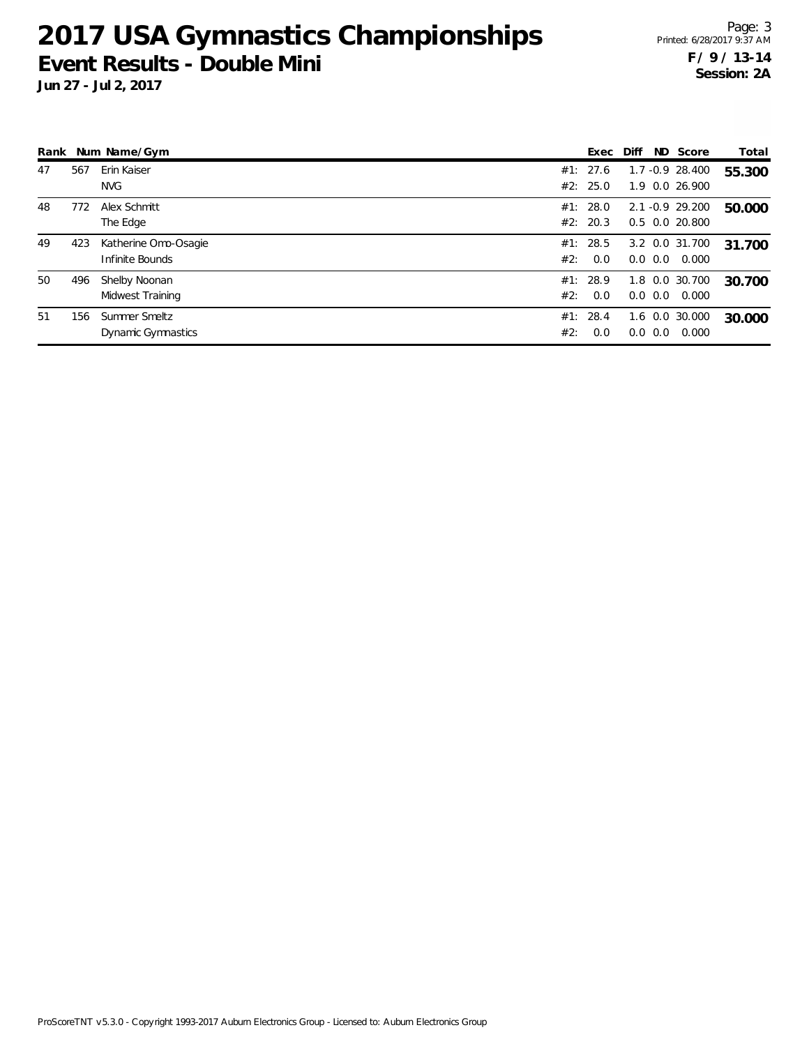# 2017 USA Gymnastics Championships

## Event Results - Double Mini

**Jun 27 - Jul 2, 2017**

**F / 9 / 13-14**
**Session: 2A**

| Rank | Num | Name/Gym | | Exec | Diff | ND | Score | Total |
|---|---|---|---|---|---|---|---|---|
| 47 | 567 | Erin Kaiser | #1: | 27.6 | 1.7 | -0.9 | 28.400 | **55.300** |
| | | NVG | #2: | 25.0 | 1.9 | 0.0 | 26.900 | |
| 48 | 772 | Alex Schmitt | #1: | 28.0 | 2.1 | -0.9 | 29.200 | **50.000** |
| | | The Edge | #2: | 20.3 | 0.5 | 0.0 | 20.800 | |
| 49 | 423 | Katherine Omo-Osagie | #1: | 28.5 | 3.2 | 0.0 | 31.700 | **31.700** |
| | | Infinite Bounds | #2: | 0.0 | 0.0 | 0.0 | 0.000 | |
| 50 | 496 | Shelby Noonan | #1: | 28.9 | 1.8 | 0.0 | 30.700 | **30.700** |
| | | Midwest Training | #2: | 0.0 | 0.0 | 0.0 | 0.000 | |
| 51 | 156 | Summer Smeltz | #1: | 28.4 | 1.6 | 0.0 | 30.000 | **30.000** |
| | | Dynamic Gymnastics | #2: | 0.0 | 0.0 | 0.0 | 0.000 | |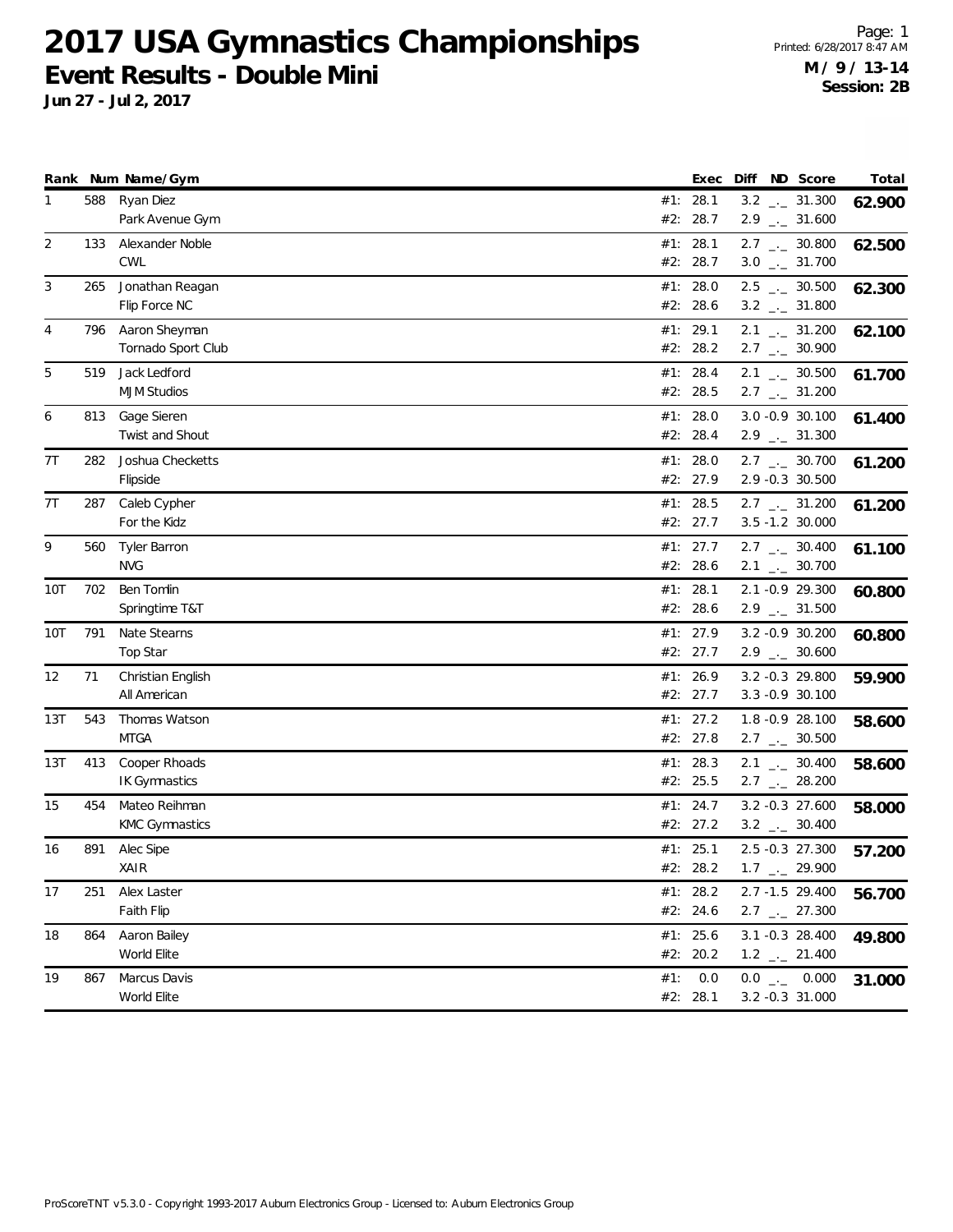# 2017 USA Gymnastics Championships

## Event Results - Double Mini

**Jun 27 - Jul 2, 2017**

**M / 9 / 13-14**
**Session: 2B**

| Rank | Num | Name/Gym | | Exec | Diff | ND | Score | Total |
|---|---|---|---|---|---|---|---|---|
| 1 | 588 | Ryan Diez | #1: | 28.1 | 3.2 | _._ | 31.300 | 62.900 |
| | | Park Avenue Gym | #2: | 28.7 | 2.9 | _._ | 31.600 | |
| 2 | 133 | Alexander Noble | #1: | 28.1 | 2.7 | _._ | 30.800 | 62.500 |
| | | CWL | #2: | 28.7 | 3.0 | _._ | 31.700 | |
| 3 | 265 | Jonathan Reagan | #1: | 28.0 | 2.5 | _._ | 30.500 | 62.300 |
| | | Flip Force NC | #2: | 28.6 | 3.2 | _._ | 31.800 | |
| 4 | 796 | Aaron Sheyman | #1: | 29.1 | 2.1 | _._ | 31.200 | 62.100 |
| | | Tornado Sport Club | #2: | 28.2 | 2.7 | _._ | 30.900 | |
| 5 | 519 | Jack Ledford | #1: | 28.4 | 2.1 | _._ | 30.500 | 61.700 |
| | | MJM Studios | #2: | 28.5 | 2.7 | _._ | 31.200 | |
| 6 | 813 | Gage Sieren | #1: | 28.0 | 3.0 | -0.9 | 30.100 | 61.400 |
| | | Twist and Shout | #2: | 28.4 | 2.9 | _._ | 31.300 | |
| 7T | 282 | Joshua Checketts | #1: | 28.0 | 2.7 | _._ | 30.700 | 61.200 |
| | | Flipside | #2: | 27.9 | 2.9 | -0.3 | 30.500 | |
| 7T | 287 | Caleb Cypher | #1: | 28.5 | 2.7 | _._ | 31.200 | 61.200 |
| | | For the Kidz | #2: | 27.7 | 3.5 | -1.2 | 30.000 | |
| 9 | 560 | Tyler Barron | #1: | 27.7 | 2.7 | _._ | 30.400 | 61.100 |
| | | NVG | #2: | 28.6 | 2.1 | _._ | 30.700 | |
| 10T | 702 | Ben Tomlin | #1: | 28.1 | 2.1 | -0.9 | 29.300 | 60.800 |
| | | Springtime T&T | #2: | 28.6 | 2.9 | _._ | 31.500 | |
| 10T | 791 | Nate Stearns | #1: | 27.9 | 3.2 | -0.9 | 30.200 | 60.800 |
| | | Top Star | #2: | 27.7 | 2.9 | _._ | 30.600 | |
| 12 | 71 | Christian English | #1: | 26.9 | 3.2 | -0.3 | 29.800 | 59.900 |
| | | All American | #2: | 27.7 | 3.3 | -0.9 | 30.100 | |
| 13T | 543 | Thomas Watson | #1: | 27.2 | 1.8 | -0.9 | 28.100 | 58.600 |
| | | MTGA | #2: | 27.8 | 2.7 | _._ | 30.500 | |
| 13T | 413 | Cooper Rhoads | #1: | 28.3 | 2.1 | _._ | 30.400 | 58.600 |
| | | IK Gymnastics | #2: | 25.5 | 2.7 | _._ | 28.200 | |
| 15 | 454 | Mateo Reihman | #1: | 24.7 | 3.2 | -0.3 | 27.600 | 58.000 |
| | | KMC Gymnastics | #2: | 27.2 | 3.2 | _._ | 30.400 | |
| 16 | 891 | Alec Sipe | #1: | 25.1 | 2.5 | -0.3 | 27.300 | 57.200 |
| | | XAIR | #2: | 28.2 | 1.7 | _._ | 29.900 | |
| 17 | 251 | Alex Laster | #1: | 28.2 | 2.7 | -1.5 | 29.400 | 56.700 |
| | | Faith Flip | #2: | 24.6 | 2.7 | _._ | 27.300 | |
| 18 | 864 | Aaron Bailey | #1: | 25.6 | 3.1 | -0.3 | 28.400 | 49.800 |
| | | World Elite | #2: | 20.2 | 1.2 | _._ | 21.400 | |
| 19 | 867 | Marcus Davis | #1: | 0.0 | 0.0 | _._ | 0.000 | 31.000 |
| | | World Elite | #2: | 28.1 | 3.2 | -0.3 | 31.000 | |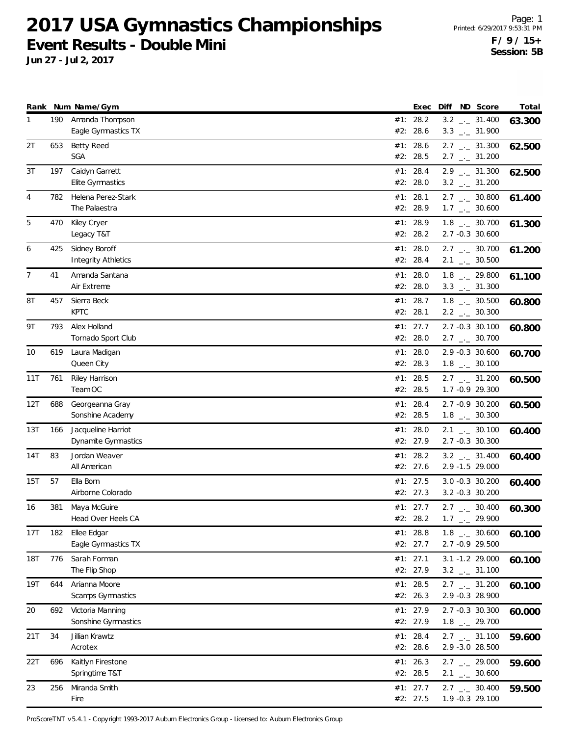# 2017 USA Gymnastics Championships

## Event Results - Double Mini

**Jun 27 - Jul 2, 2017**

**F / 9 / 15+**
**Session: 5B**

| Rank | Num | Name/Gym | | Exec | Diff | ND | Score | Total |
|---|---|---|---|---|---|---|---|---|
| 1 | 190 | Amanda Thompson | #1: | 28.2 | 3.2 | _._ | 31.400 | 63.300 |
| | | Eagle Gymnastics TX | #2: | 28.6 | 3.3 | _._ | 31.900 | |
| 2T | 653 | Betty Reed | #1: | 28.6 | 2.7 | _._ | 31.300 | 62.500 |
| | | SGA | #2: | 28.5 | 2.7 | _._ | 31.200 | |
| 3T | 197 | Caidyn Garrett | #1: | 28.4 | 2.9 | _._ | 31.300 | 62.500 |
| | | Elite Gymnastics | #2: | 28.0 | 3.2 | _._ | 31.200 | |
| 4 | 782 | Helena Perez-Stark | #1: | 28.1 | 2.7 | _._ | 30.800 | 61.400 |
| | | The Palaestra | #2: | 28.9 | 1.7 | _._ | 30.600 | |
| 5 | 470 | Kiley Cryer | #1: | 28.9 | 1.8 | _._ | 30.700 | 61.300 |
| | | Legacy T&T | #2: | 28.2 | 2.7 | -0.3 | 30.600 | |
| 6 | 425 | Sidney Boroff | #1: | 28.0 | 2.7 | _._ | 30.700 | 61.200 |
| | | Integrity Athletics | #2: | 28.4 | 2.1 | _._ | 30.500 | |
| 7 | 41 | Amanda Santana | #1: | 28.0 | 1.8 | _._ | 29.800 | 61.100 |
| | | Air Extreme | #2: | 28.0 | 3.3 | _._ | 31.300 | |
| 8T | 457 | Sierra Beck | #1: | 28.7 | 1.8 | _._ | 30.500 | 60.800 |
| | | KPTC | #2: | 28.1 | 2.2 | _._ | 30.300 | |
| 9T | 793 | Alex Holland | #1: | 27.7 | 2.7 | -0.3 | 30.100 | 60.800 |
| | | Tornado Sport Club | #2: | 28.0 | 2.7 | _._ | 30.700 | |
| 10 | 619 | Laura Madigan | #1: | 28.0 | 2.9 | -0.3 | 30.600 | 60.700 |
| | | Queen City | #2: | 28.3 | 1.8 | _._ | 30.100 | |
| 11T | 761 | Riley Harrison | #1: | 28.5 | 2.7 | _._ | 31.200 | 60.500 |
| | | Team OC | #2: | 28.5 | 1.7 | -0.9 | 29.300 | |
| 12T | 688 | Georgeanna Gray | #1: | 28.4 | 2.7 | -0.9 | 30.200 | 60.500 |
| | | Sonshine Academy | #2: | 28.5 | 1.8 | _._ | 30.300 | |
| 13T | 166 | Jacqueline Harriot | #1: | 28.0 | 2.1 | _._ | 30.100 | 60.400 |
| | | Dynamite Gymnastics | #2: | 27.9 | 2.7 | -0.3 | 30.300 | |
| 14T | 83 | Jordan Weaver | #1: | 28.2 | 3.2 | _._ | 31.400 | 60.400 |
| | | All American | #2: | 27.6 | 2.9 | -1.5 | 29.000 | |
| 15T | 57 | Ella Born | #1: | 27.5 | 3.0 | -0.3 | 30.200 | 60.400 |
| | | Airborne Colorado | #2: | 27.3 | 3.2 | -0.3 | 30.200 | |
| 16 | 381 | Maya McGuire | #1: | 27.7 | 2.7 | _._ | 30.400 | 60.300 |
| | | Head Over Heels CA | #2: | 28.2 | 1.7 | _._ | 29.900 | |
| 17T | 182 | Ellee Edgar | #1: | 28.8 | 1.8 | _._ | 30.600 | 60.100 |
| | | Eagle Gymnastics TX | #2: | 27.7 | 2.7 | -0.9 | 29.500 | |
| 18T | 776 | Sarah Forman | #1: | 27.1 | 3.1 | -1.2 | 29.000 | 60.100 |
| | | The Flip Shop | #2: | 27.9 | 3.2 | _._ | 31.100 | |
| 19T | 644 | Arianna Moore | #1: | 28.5 | 2.7 | _._ | 31.200 | 60.100 |
| | | Scamps Gymnastics | #2: | 26.3 | 2.9 | -0.3 | 28.900 | |
| 20 | 692 | Victoria Manning | #1: | 27.9 | 2.7 | -0.3 | 30.300 | 60.000 |
| | | Sonshine Gymnastics | #2: | 27.9 | 1.8 | _._ | 29.700 | |
| 21T | 34 | Jillian Krawtz | #1: | 28.4 | 2.7 | _._ | 31.100 | 59.600 |
| | | Acrotex | #2: | 28.6 | 2.9 | -3.0 | 28.500 | |
| 22T | 696 | Kaitlyn Firestone | #1: | 26.3 | 2.7 | _._ | 29.000 | 59.600 |
| | | Springtime T&T | #2: | 28.5 | 2.1 | _._ | 30.600 | |
| 23 | 256 | Miranda Smith | #1: | 27.7 | 2.7 | _._ | 30.400 | 59.500 |
| | | Fire | #2: | 27.5 | 1.9 | -0.3 | 29.100 | |

ProScoreTNT v5.4.1 - Copyright 1993-2017 Auburn Electronics Group - Licensed to: Auburn Electronics Group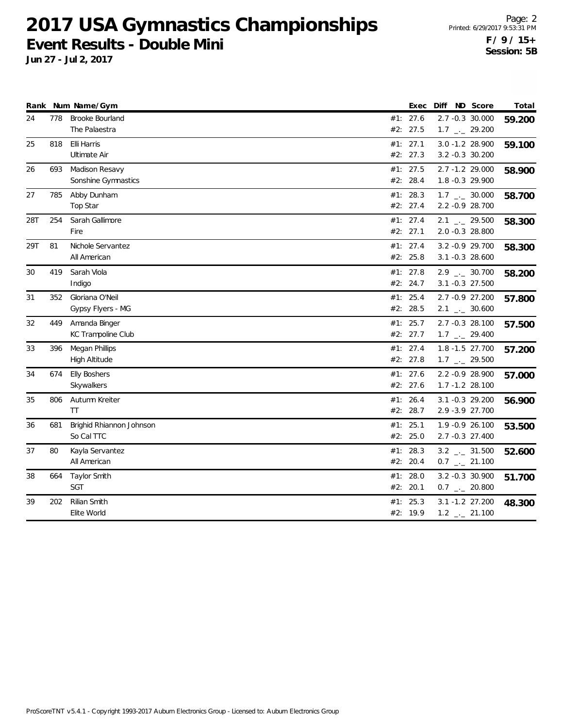# 2017 USA Gymnastics Championships

## Event Results - Double Mini

**Jun 27 - Jul 2, 2017**

**F / 9 / 15+**
**Session: 5B**

| Rank | Num | Name/Gym | | Exec | Diff | ND | Score | Total |
|---|---|---|---|---|---|---|---|---|
| 24 | 778 | Brooke Bourland | #1: | 27.6 | 2.7 | -0.3 | 30.000 | 59.200 |
| | | The Palaestra | #2: | 27.5 | 1.7 | _._ | 29.200 | |
| 25 | 818 | Elli Harris | #1: | 27.1 | 3.0 | -1.2 | 28.900 | 59.100 |
| | | Ultimate Air | #2: | 27.3 | 3.2 | -0.3 | 30.200 | |
| 26 | 693 | Madison Resavy | #1: | 27.5 | 2.7 | -1.2 | 29.000 | 58.900 |
| | | Sonshine Gymnastics | #2: | 28.4 | 1.8 | -0.3 | 29.900 | |
| 27 | 785 | Abby Dunham | #1: | 28.3 | 1.7 | _._ | 30.000 | 58.700 |
| | | Top Star | #2: | 27.4 | 2.2 | -0.9 | 28.700 | |
| 28T | 254 | Sarah Gallimore | #1: | 27.4 | 2.1 | _._ | 29.500 | 58.300 |
| | | Fire | #2: | 27.1 | 2.0 | -0.3 | 28.800 | |
| 29T | 81 | Nichole Servantez | #1: | 27.4 | 3.2 | -0.9 | 29.700 | 58.300 |
| | | All American | #2: | 25.8 | 3.1 | -0.3 | 28.600 | |
| 30 | 419 | Sarah Viola | #1: | 27.8 | 2.9 | _._ | 30.700 | 58.200 |
| | | Indigo | #2: | 24.7 | 3.1 | -0.3 | 27.500 | |
| 31 | 352 | Gloriana O'Neil | #1: | 25.4 | 2.7 | -0.9 | 27.200 | 57.800 |
| | | Gypsy Flyers - MG | #2: | 28.5 | 2.1 | _._ | 30.600 | |
| 32 | 449 | Amanda Binger | #1: | 25.7 | 2.7 | -0.3 | 28.100 | 57.500 |
| | | KC Trampoline Club | #2: | 27.7 | 1.7 | _._ | 29.400 | |
| 33 | 396 | Megan Phillips | #1: | 27.4 | 1.8 | -1.5 | 27.700 | 57.200 |
| | | High Altitude | #2: | 27.8 | 1.7 | _._ | 29.500 | |
| 34 | 674 | Elly Boshers | #1: | 27.6 | 2.2 | -0.9 | 28.900 | 57.000 |
| | | Skywalkers | #2: | 27.6 | 1.7 | -1.2 | 28.100 | |
| 35 | 806 | Autumn Kreiter | #1: | 26.4 | 3.1 | -0.3 | 29.200 | 56.900 |
| | | TT | #2: | 28.7 | 2.9 | -3.9 | 27.700 | |
| 36 | 681 | Brighid Rhiannon Johnson | #1: | 25.1 | 1.9 | -0.9 | 26.100 | 53.500 |
| | | So Cal TTC | #2: | 25.0 | 2.7 | -0.3 | 27.400 | |
| 37 | 80 | Kayla Servantez | #1: | 28.3 | 3.2 | _._ | 31.500 | 52.600 |
| | | All American | #2: | 20.4 | 0.7 | _._ | 21.100 | |
| 38 | 664 | Taylor Smith | #1: | 28.0 | 3.2 | -0.3 | 30.900 | 51.700 |
| | | SGT | #2: | 20.1 | 0.7 | _._ | 20.800 | |
| 39 | 202 | Rilian Smith | #1: | 25.3 | 3.1 | -1.2 | 27.200 | 48.300 |
| | | Elite World | #2: | 19.9 | 1.2 | _._ | 21.100 | |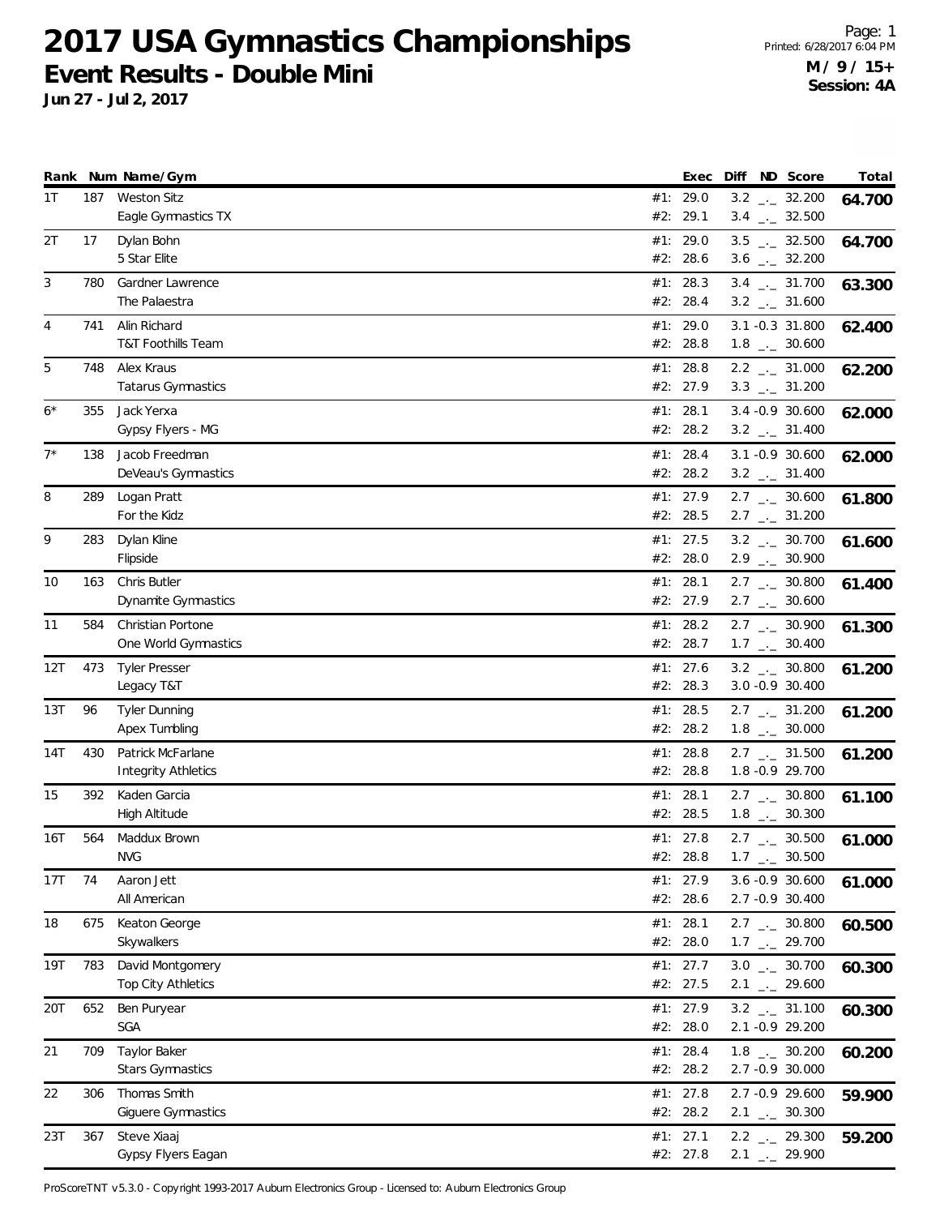# 2017 USA Gymnastics Championships

## Event Results - Double Mini

**Jun 27 - Jul 2, 2017**

**M / 9 / 15+**
**Session: 4A**

| Rank | Num | Name/Gym | | Exec | Diff | ND | Score | Total |
|---|---|---|---|---|---|---|---|---|
| 1T | 187 | Weston Sitz | #1: | 29.0 | 3.2 | _._ | 32.200 | 64.700 |
| | | Eagle Gymnastics TX | #2: | 29.1 | 3.4 | _._ | 32.500 | |
| 2T | 17 | Dylan Bohn | #1: | 29.0 | 3.5 | _._ | 32.500 | 64.700 |
| | | 5 Star Elite | #2: | 28.6 | 3.6 | _._ | 32.200 | |
| 3 | 780 | Gardner Lawrence | #1: | 28.3 | 3.4 | _._ | 31.700 | 63.300 |
| | | The Palaestra | #2: | 28.4 | 3.2 | _._ | 31.600 | |
| 4 | 741 | Alin Richard | #1: | 29.0 | 3.1 | -0.3 | 31.800 | 62.400 |
| | | T&T Foothills Team | #2: | 28.8 | 1.8 | _._ | 30.600 | |
| 5 | 748 | Alex Kraus | #1: | 28.8 | 2.2 | _._ | 31.000 | 62.200 |
| | | Tatarus Gymnastics | #2: | 27.9 | 3.3 | _._ | 31.200 | |
| 6* | 355 | Jack Yerxa | #1: | 28.1 | 3.4 | -0.9 | 30.600 | 62.000 |
| | | Gypsy Flyers - MG | #2: | 28.2 | 3.2 | _._ | 31.400 | |
| 7* | 138 | Jacob Freedman | #1: | 28.4 | 3.1 | -0.9 | 30.600 | 62.000 |
| | | DeVeau's Gymnastics | #2: | 28.2 | 3.2 | _._ | 31.400 | |
| 8 | 289 | Logan Pratt | #1: | 27.9 | 2.7 | _._ | 30.600 | 61.800 |
| | | For the Kidz | #2: | 28.5 | 2.7 | _._ | 31.200 | |
| 9 | 283 | Dylan Kline | #1: | 27.5 | 3.2 | _._ | 30.700 | 61.600 |
| | | Flipside | #2: | 28.0 | 2.9 | _._ | 30.900 | |
| 10 | 163 | Chris Butler | #1: | 28.1 | 2.7 | _._ | 30.800 | 61.400 |
| | | Dynamite Gymnastics | #2: | 27.9 | 2.7 | _._ | 30.600 | |
| 11 | 584 | Christian Portone | #1: | 28.2 | 2.7 | _._ | 30.900 | 61.300 |
| | | One World Gymnastics | #2: | 28.7 | 1.7 | _._ | 30.400 | |
| 12T | 473 | Tyler Presser | #1: | 27.6 | 3.2 | _._ | 30.800 | 61.200 |
| | | Legacy T&T | #2: | 28.3 | 3.0 | -0.9 | 30.400 | |
| 13T | 96 | Tyler Dunning | #1: | 28.5 | 2.7 | _._ | 31.200 | 61.200 |
| | | Apex Tumbling | #2: | 28.2 | 1.8 | _._ | 30.000 | |
| 14T | 430 | Patrick McFarlane | #1: | 28.8 | 2.7 | _._ | 31.500 | 61.200 |
| | | Integrity Athletics | #2: | 28.8 | 1.8 | -0.9 | 29.700 | |
| 15 | 392 | Kaden Garcia | #1: | 28.1 | 2.7 | _._ | 30.800 | 61.100 |
| | | High Altitude | #2: | 28.5 | 1.8 | _._ | 30.300 | |
| 16T | 564 | Maddux Brown | #1: | 27.8 | 2.7 | _._ | 30.500 | 61.000 |
| | | NVG | #2: | 28.8 | 1.7 | _._ | 30.500 | |
| 17T | 74 | Aaron Jett | #1: | 27.9 | 3.6 | -0.9 | 30.600 | 61.000 |
| | | All American | #2: | 28.6 | 2.7 | -0.9 | 30.400 | |
| 18 | 675 | Keaton George | #1: | 28.1 | 2.7 | _._ | 30.800 | 60.500 |
| | | Skywalkers | #2: | 28.0 | 1.7 | _._ | 29.700 | |
| 19T | 783 | David Montgomery | #1: | 27.7 | 3.0 | _._ | 30.700 | 60.300 |
| | | Top City Athletics | #2: | 27.5 | 2.1 | _._ | 29.600 | |
| 20T | 652 | Ben Puryear | #1: | 27.9 | 3.2 | _._ | 31.100 | 60.300 |
| | | SGA | #2: | 28.0 | 2.1 | -0.9 | 29.200 | |
| 21 | 709 | Taylor Baker | #1: | 28.4 | 1.8 | _._ | 30.200 | 60.200 |
| | | Stars Gymnastics | #2: | 28.2 | 2.7 | -0.9 | 30.000 | |
| 22 | 306 | Thomas Smith | #1: | 27.8 | 2.7 | -0.9 | 29.600 | 59.900 |
| | | Giguere Gymnastics | #2: | 28.2 | 2.1 | _._ | 30.300 | |
| 23T | 367 | Steve Xiaaj | #1: | 27.1 | 2.2 | _._ | 29.300 | 59.200 |
| | | Gypsy Flyers Eagan | #2: | 27.8 | 2.1 | _._ | 29.900 | |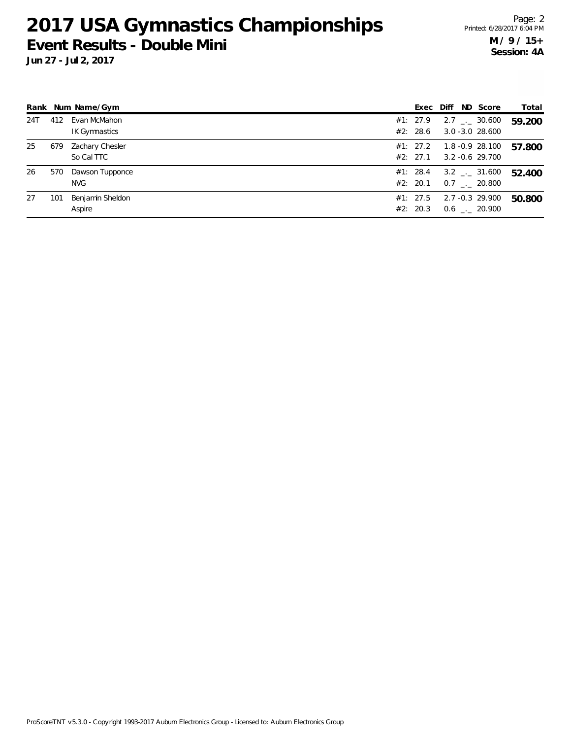# 2017 USA Gymnastics Championships

## Event Results - Double Mini

**Jun 27 - Jul 2, 2017**

**M / 9 / 15+**
**Session: 4A**

| Rank | Num | Name/Gym | | Exec | Diff | ND | Score | Total |
|---|---|---|---|---|---|---|---|---|
| 24T | 412 | Evan McMahon | #1: | 27.9 | 2.7 | _._ | 30.600 | **59.200** |
| | | IK Gymnastics | #2: | 28.6 | 3.0 | -3.0 | 28.600 | |
| 25 | 679 | Zachary Chesler | #1: | 27.2 | 1.8 | -0.9 | 28.100 | **57.800** |
| | | So Cal TTC | #2: | 27.1 | 3.2 | -0.6 | 29.700 | |
| 26 | 570 | Dawson Tupponce | #1: | 28.4 | 3.2 | _._ | 31.600 | **52.400** |
| | | NVG | #2: | 20.1 | 0.7 | _._ | 20.800 | |
| 27 | 101 | Benjamin Sheldon | #1: | 27.5 | 2.7 | -0.3 | 29.900 | **50.800** |
| | | Aspire | #2: | 20.3 | 0.6 | _._ | 20.900 | |